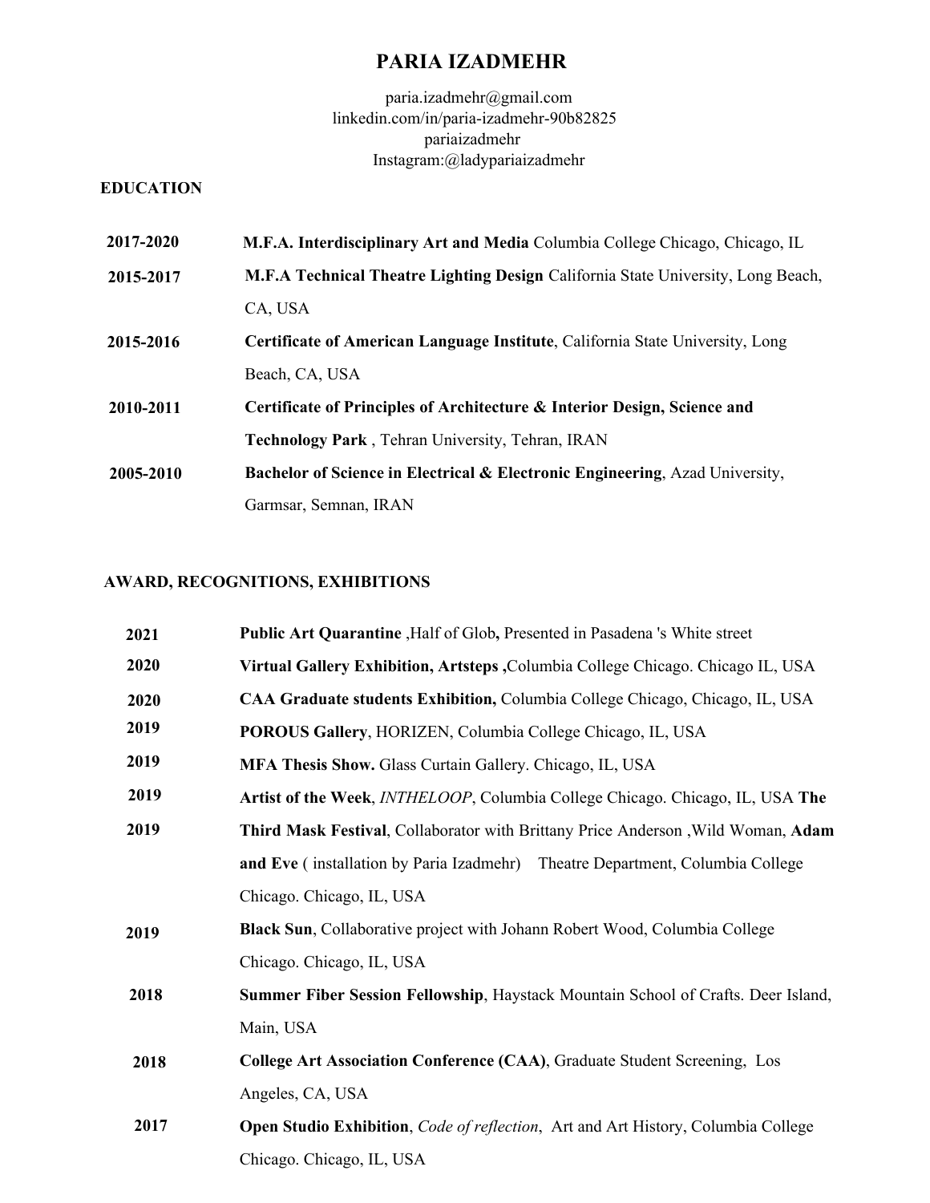# PARIA IZADMEHR

paria.izadmehr@gmail.com
linkedin.com/in/paria-izadmehr-90b82825
pariaizadmehr
Instagram:@ladypariaizadmehr

## EDUCATION

**2017-2020** **M.F.A. Interdisciplinary Art and Media** Columbia College Chicago, Chicago, IL

**2015-2017** **M.F.A Technical Theatre Lighting Design** California State University, Long Beach, CA, USA

**2015-2016** **Certificate of American Language Institute**, California State University, Long Beach, CA, USA

**2010-2011** **Certificate of Principles of Architecture & Interior Design, Science and Technology Park** , Tehran University, Tehran, IRAN

**2005-2010** **Bachelor of Science in Electrical & Electronic Engineering**, Azad University, Garmsar, Semnan, IRAN

## AWARD, RECOGNITIONS, EXHIBITIONS

**2021** **Public Art Quarantine** ,Half of Glob**,** Presented in Pasadena 's White street

**2020** **Virtual Gallery Exhibition, Artsteps ,**Columbia College Chicago. Chicago IL, USA

**2020** **CAA Graduate students Exhibition,** Columbia College Chicago, Chicago, IL, USA

**2019** **POROUS Gallery**, HORIZEN, Columbia College Chicago, IL, USA

**2019** **MFA Thesis Show.** Glass Curtain Gallery. Chicago, IL, USA

**2019** **Artist of the Week**, *INTHELOOP*, Columbia College Chicago. Chicago, IL, USA

**2019** **The Third Mask Festival**, Collaborator with Brittany Price Anderson ,Wild Woman, **Adam and Eve** ( installation by Paria Izadmehr) Theatre Department, Columbia College Chicago. Chicago, IL, USA

**2019** **Black Sun**, Collaborative project with Johann Robert Wood, Columbia College Chicago. Chicago, IL, USA

**2018** **Summer Fiber Session Fellowship**, Haystack Mountain School of Crafts. Deer Island, Main, USA

**2018** **College Art Association Conference (CAA)**, Graduate Student Screening, Los Angeles, CA, USA

**2017** **Open Studio Exhibition**, *Code of reflection*, Art and Art History, Columbia College Chicago. Chicago, IL, USA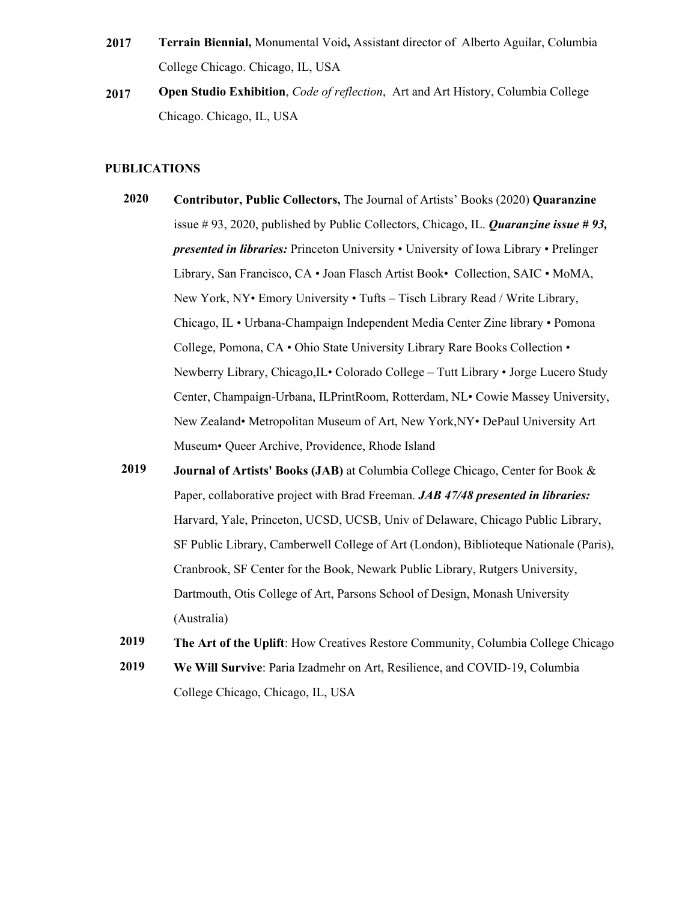**2017** **Terrain Biennial,** Monumental Void**,** Assistant director of Alberto Aguilar, Columbia College Chicago. Chicago, IL, USA

**2017** **Open Studio Exhibition**, *Code of reflection*, Art and Art History, Columbia College Chicago. Chicago, IL, USA

## PUBLICATIONS

**2020** **Contributor, Public Collectors,** The Journal of Artists' Books (2020) **Quaranzine** issue # 93, 2020, published by Public Collectors, Chicago, IL. ***Quaranzine issue # 93, presented in libraries:*** Princeton University • University of Iowa Library • Prelinger Library, San Francisco, CA • Joan Flasch Artist Book• Collection, SAIC • MoMA, New York, NY• Emory University • Tufts – Tisch Library Read / Write Library, Chicago, IL • Urbana-Champaign Independent Media Center Zine library • Pomona College, Pomona, CA • Ohio State University Library Rare Books Collection • Newberry Library, Chicago,IL• Colorado College – Tutt Library • Jorge Lucero Study Center, Champaign-Urbana, ILPrintRoom, Rotterdam, NL• Cowie Massey University, New Zealand• Metropolitan Museum of Art, New York,NY• DePaul University Art Museum• Queer Archive, Providence, Rhode Island

**2019** **Journal of Artists' Books (JAB)** at Columbia College Chicago, Center for Book & Paper, collaborative project with Brad Freeman. ***JAB 47/48 presented in libraries:*** Harvard, Yale, Princeton, UCSD, UCSB, Univ of Delaware, Chicago Public Library, SF Public Library, Camberwell College of Art (London), Biblioteque Nationale (Paris), Cranbrook, SF Center for the Book, Newark Public Library, Rutgers University, Dartmouth, Otis College of Art, Parsons School of Design, Monash University (Australia)

**2019** **The Art of the Uplift**: How Creatives Restore Community, Columbia College Chicago

**2019** **We Will Survive**: Paria Izadmehr on Art, Resilience, and COVID-19, Columbia College Chicago, Chicago, IL, USA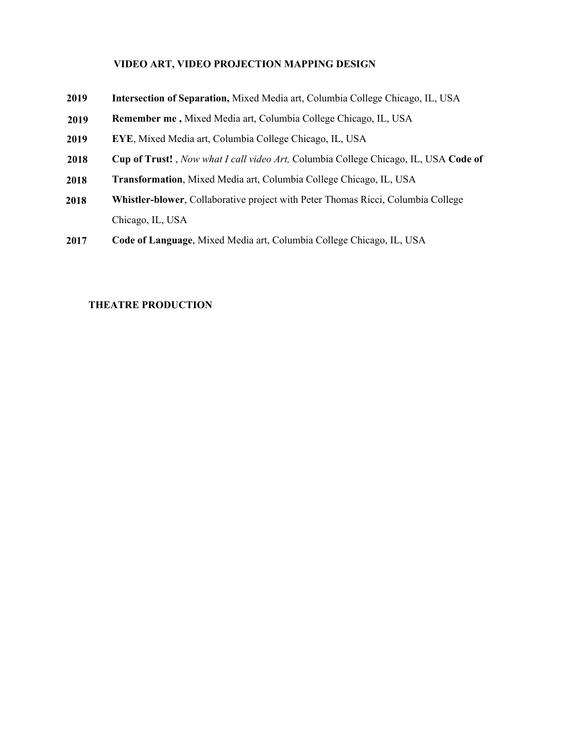## VIDEO ART, VIDEO PROJECTION MAPPING DESIGN

| | |
|---|---|
| **2019** | **Intersection of Separation,** Mixed Media art, Columbia College Chicago, IL, USA |
| **2019** | **Remember me ,** Mixed Media art, Columbia College Chicago, IL, USA |
| **2019** | **EYE**, Mixed Media art, Columbia College Chicago, IL, USA |
| **2018** | **Cup of Trust!** , *Now what I call video Art,* Columbia College Chicago, IL, USA |
| **2018** | **Code of Transformation**, Mixed Media art, Columbia College Chicago, IL, USA |
| **2018** | **Whistler-blower**, Collaborative project with Peter Thomas Ricci, Columbia College Chicago, IL, USA |
| **2017** | **Code of Language**, Mixed Media art, Columbia College Chicago, IL, USA |

## THEATRE PRODUCTION